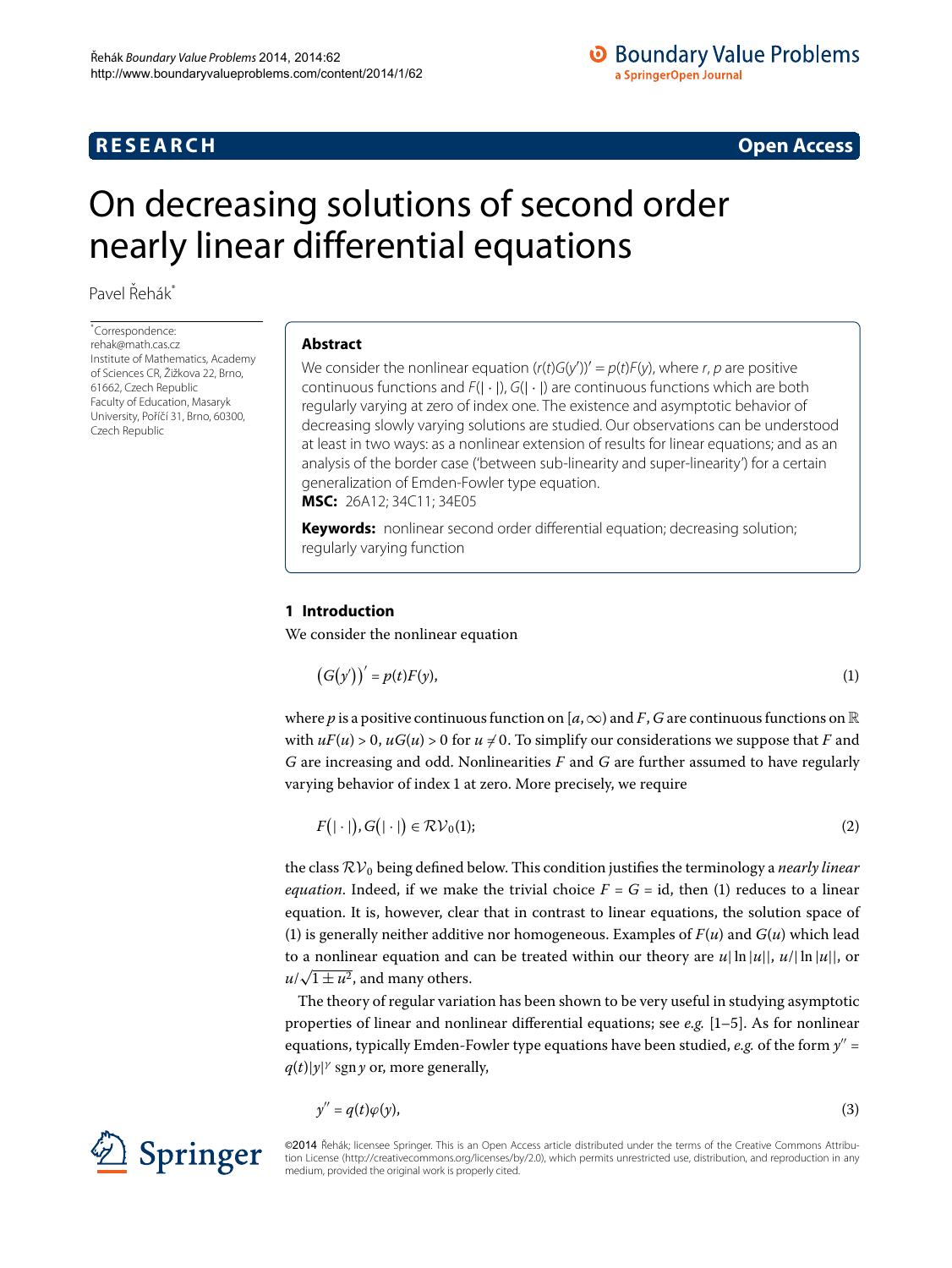**RESEARCH** **Open Access**

# On decreasing solutions of second order nearly linear differential equations

Pavel Řehák[*]

[*]Correspondence: rehak@math.cas.cz
Institute of Mathematics, Academy of Sciences CR, Žižkova 22, Brno, 61662, Czech Republic
Faculty of Education, Masaryk University, Poříčí 31, Brno, 60300, Czech Republic

## Abstract

We consider the nonlinear equation $(r(t)G(y'))' = p(t)F(y)$, where $r$, $p$ are positive continuous functions and $F(|\cdot|)$, $G(|\cdot|)$ are continuous functions which are both regularly varying at zero of index one. The existence and asymptotic behavior of decreasing slowly varying solutions are studied. Our observations can be understood at least in two ways: as a nonlinear extension of results for linear equations; and as an analysis of the border case ('between sub-linearity and super-linearity') for a certain generalization of Emden-Fowler type equation.

**MSC:** 26A12; 34C11; 34E05

**Keywords:** nonlinear second order differential equation; decreasing solution; regularly varying function

## 1 Introduction

We consider the nonlinear equation

$$\big(G(y')\big)' = p(t)F(y), \tag{1}$$

where $p$ is a positive continuous function on $[a,\infty)$ and $F$, $G$ are continuous functions on $\mathbb{R}$ with $uF(u) > 0$, $uG(u) > 0$ for $u \neq 0$. To simplify our considerations we suppose that $F$ and $G$ are increasing and odd. Nonlinearities $F$ and $G$ are further assumed to have regularly varying behavior of index 1 at zero. More precisely, we require

$$F\big(|\cdot|\big), G\big(|\cdot|\big) \in \mathcal{RV}_0(1); \tag{2}$$

the class $\mathcal{RV}_0$ being defined below. This condition justifies the terminology a *nearly linear equation*. Indeed, if we make the trivial choice $F = G = \mathrm{id}$, then (1) reduces to a linear equation. It is, however, clear that in contrast to linear equations, the solution space of (1) is generally neither additive nor homogeneous. Examples of $F(u)$ and $G(u)$ which lead to a nonlinear equation and can be treated within our theory are $u|\ln|u||$, $u/|\ln|u||$, or $u/\sqrt{1 \pm u^2}$, and many others.

The theory of regular variation has been shown to be very useful in studying asymptotic properties of linear and nonlinear differential equations; see *e.g.* [1–5]. As for nonlinear equations, typically Emden-Fowler type equations have been studied, *e.g.* of the form $y'' = q(t)|y|^{\gamma} \operatorname{sgn} y$ or, more generally,

$$y'' = q(t)\varphi(y), \tag{3}$$

©2014 Řehák; licensee Springer. This is an Open Access article distributed under the terms of the Creative Commons Attribution License (http://creativecommons.org/licenses/by/2.0), which permits unrestricted use, distribution, and reproduction in any medium, provided the original work is properly cited.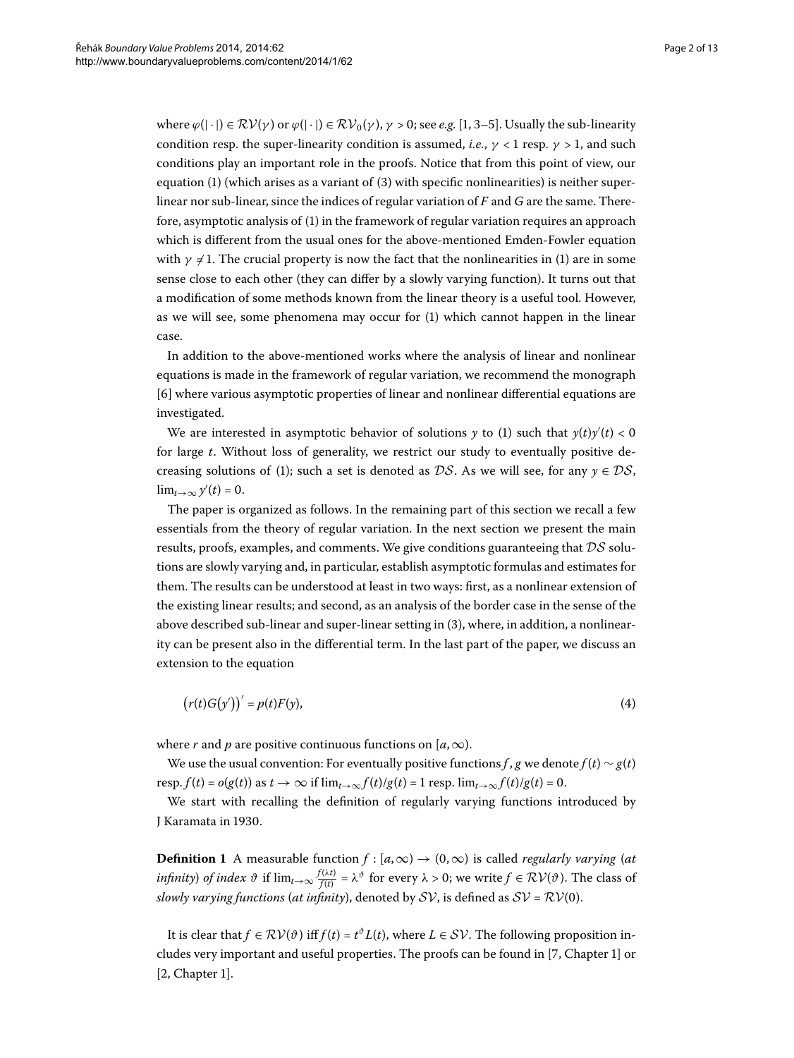where $\varphi(|\cdot|) \in \mathcal{RV}(\gamma)$ or $\varphi(|\cdot|) \in \mathcal{RV}_0(\gamma)$, $\gamma > 0$; see *e.g.* [1, 3–5]. Usually the sub-linearity condition resp. the super-linearity condition is assumed, *i.e.*, $\gamma < 1$ resp. $\gamma > 1$, and such conditions play an important role in the proofs. Notice that from this point of view, our equation (1) (which arises as a variant of (3) with specific nonlinearities) is neither super-linear nor sub-linear, since the indices of regular variation of $F$ and $G$ are the same. Therefore, asymptotic analysis of (1) in the framework of regular variation requires an approach which is different from the usual ones for the above-mentioned Emden-Fowler equation with $\gamma \neq 1$. The crucial property is now the fact that the nonlinearities in (1) are in some sense close to each other (they can differ by a slowly varying function). It turns out that a modification of some methods known from the linear theory is a useful tool. However, as we will see, some phenomena may occur for (1) which cannot happen in the linear case.

In addition to the above-mentioned works where the analysis of linear and nonlinear equations is made in the framework of regular variation, we recommend the monograph [6] where various asymptotic properties of linear and nonlinear differential equations are investigated.

We are interested in asymptotic behavior of solutions $y$ to (1) such that $y(t)y'(t) < 0$ for large $t$. Without loss of generality, we restrict our study to eventually positive decreasing solutions of (1); such a set is denoted as $\mathcal{DS}$. As we will see, for any $y \in \mathcal{DS}$, $\lim_{t\to\infty} y'(t) = 0$.

The paper is organized as follows. In the remaining part of this section we recall a few essentials from the theory of regular variation. In the next section we present the main results, proofs, examples, and comments. We give conditions guaranteeing that $\mathcal{DS}$ solutions are slowly varying and, in particular, establish asymptotic formulas and estimates for them. The results can be understood at least in two ways: first, as a nonlinear extension of the existing linear results; and second, as an analysis of the border case in the sense of the above described sub-linear and super-linear setting in (3), where, in addition, a nonlinearity can be present also in the differential term. In the last part of the paper, we discuss an extension to the equation

$$\big(r(t)G(y')\big)' = p(t)F(y), \tag{4}$$

where $r$ and $p$ are positive continuous functions on $[a,\infty)$.

We use the usual convention: For eventually positive functions $f, g$ we denote $f(t) \sim g(t)$ resp. $f(t) = o(g(t))$ as $t \to \infty$ if $\lim_{t\to\infty} f(t)/g(t) = 1$ resp. $\lim_{t\to\infty} f(t)/g(t) = 0$.

We start with recalling the definition of regularly varying functions introduced by J Karamata in 1930.

**Definition 1** A measurable function $f : [a,\infty) \to (0,\infty)$ is called *regularly varying* (*at infinity*) *of index* $\vartheta$ if $\lim_{t\to\infty} \frac{f(\lambda t)}{f(t)} = \lambda^{\vartheta}$ for every $\lambda > 0$; we write $f \in \mathcal{RV}(\vartheta)$. The class of *slowly varying functions* (*at infinity*), denoted by $\mathcal{SV}$, is defined as $\mathcal{SV} = \mathcal{RV}(0)$.

It is clear that $f \in \mathcal{RV}(\vartheta)$ iff $f(t) = t^{\vartheta}L(t)$, where $L \in \mathcal{SV}$. The following proposition includes very important and useful properties. The proofs can be found in [7, Chapter 1] or [2, Chapter 1].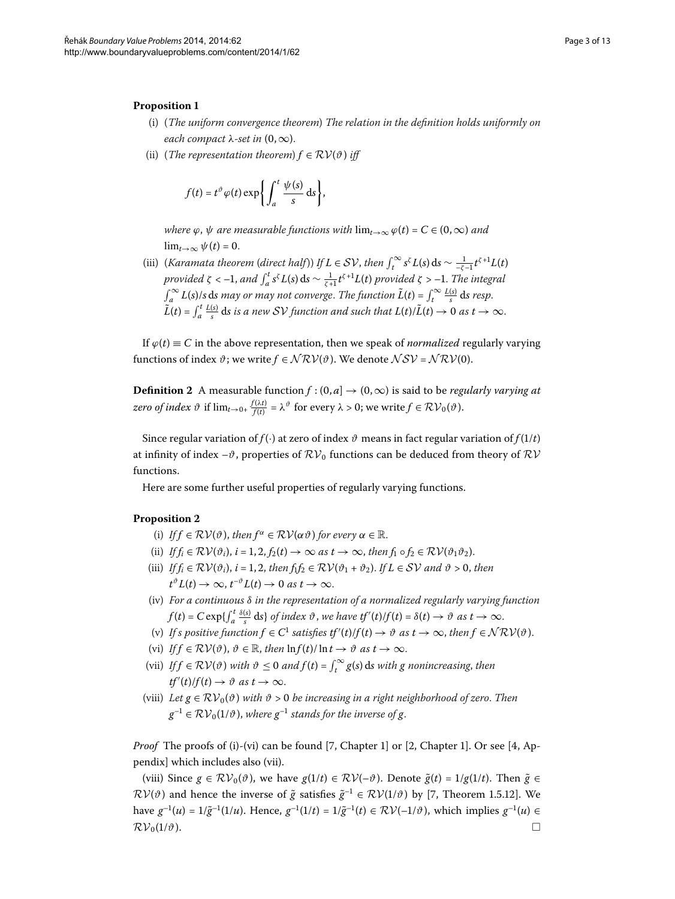**Proposition 1**

(i) (*The uniform convergence theorem*) *The relation in the definition holds uniformly on each compact* $\lambda$*-set in* $(0,\infty)$.

(ii) (*The representation theorem*) $f \in \mathcal{RV}(\vartheta)$ *iff*

$$f(t) = t^{\vartheta}\varphi(t)\exp\left\{\int_a^t \frac{\psi(s)}{s}\,\mathrm{d}s\right\},$$

*where* $\varphi$, $\psi$ *are measurable functions with* $\lim_{t\to\infty}\varphi(t) = C \in (0,\infty)$ *and* $\lim_{t\to\infty}\psi(t) = 0$.

(iii) (*Karamata theorem* (*direct half*)) *If* $L \in \mathcal{SV}$, *then* $\int_t^\infty s^{\zeta}L(s)\,\mathrm{d}s \sim \frac{1}{-\zeta-1}t^{\zeta+1}L(t)$ *provided* $\zeta < -1$, *and* $\int_a^t s^{\zeta}L(s)\,\mathrm{d}s \sim \frac{1}{\zeta+1}t^{\zeta+1}L(t)$ *provided* $\zeta > -1$. *The integral* $\int_a^\infty L(s)/s\,\mathrm{d}s$ *may or may not converge. The function* $\tilde{L}(t) = \int_t^\infty \frac{L(s)}{s}\,\mathrm{d}s$ *resp.* $\tilde{L}(t) = \int_a^t \frac{L(s)}{s}\,\mathrm{d}s$ *is a new* $\mathcal{SV}$ *function and such that* $L(t)/\tilde{L}(t) \to 0$ *as* $t \to \infty$.

If $\varphi(t) \equiv C$ in the above representation, then we speak of *normalized* regularly varying functions of index $\vartheta$; we write $f \in \mathcal{NRV}(\vartheta)$. We denote $\mathcal{NSV} = \mathcal{NRV}(0)$.

**Definition 2** A measurable function $f : (0,a] \to (0,\infty)$ is said to be *regularly varying at zero of index* $\vartheta$ if $\lim_{t\to 0+}\frac{f(\lambda t)}{f(t)} = \lambda^{\vartheta}$ for every $\lambda > 0$; we write $f \in \mathcal{RV}_0(\vartheta)$.

Since regular variation of $f(\cdot)$ at zero of index $\vartheta$ means in fact regular variation of $f(1/t)$ at infinity of index $-\vartheta$, properties of $\mathcal{RV}_0$ functions can be deduced from theory of $\mathcal{RV}$ functions.

Here are some further useful properties of regularly varying functions.

**Proposition 2**

(i) *If* $f \in \mathcal{RV}(\vartheta)$, *then* $f^{\alpha} \in \mathcal{RV}(\alpha\vartheta)$ *for every* $\alpha \in \mathbb{R}$.

(ii) *If* $f_i \in \mathcal{RV}(\vartheta_i)$, $i = 1,2$, $f_2(t) \to \infty$ *as* $t \to \infty$, *then* $f_1 \circ f_2 \in \mathcal{RV}(\vartheta_1\vartheta_2)$.

(iii) *If* $f_i \in \mathcal{RV}(\vartheta_i)$, $i = 1,2$, *then* $f_1 f_2 \in \mathcal{RV}(\vartheta_1 + \vartheta_2)$. *If* $L \in \mathcal{SV}$ *and* $\vartheta > 0$, *then* $t^{\vartheta}L(t) \to \infty$, $t^{-\vartheta}L(t) \to 0$ *as* $t \to \infty$.

(iv) *For a continuous* $\delta$ *in the representation of a normalized regularly varying function* $f(t) = C\exp\{\int_a^t \frac{\delta(s)}{s}\,\mathrm{d}s\}$ *of index* $\vartheta$, *we have* $tf'(t)/f(t) = \delta(t) \to \vartheta$ *as* $t \to \infty$.

(v) *If s positive function* $f \in C^1$ *satisfies* $tf'(t)/f(t) \to \vartheta$ *as* $t \to \infty$, *then* $f \in \mathcal{NRV}(\vartheta)$.

(vi) *If* $f \in \mathcal{RV}(\vartheta)$, $\vartheta \in \mathbb{R}$, *then* $\ln f(t)/\ln t \to \vartheta$ *as* $t \to \infty$.

(vii) *If* $f \in \mathcal{RV}(\vartheta)$ *with* $\vartheta \leq 0$ *and* $f(t) = \int_t^\infty g(s)\,\mathrm{d}s$ *with* $g$ *nonincreasing, then* $tf'(t)/f(t) \to \vartheta$ *as* $t \to \infty$.

(viii) *Let* $g \in \mathcal{RV}_0(\vartheta)$ *with* $\vartheta > 0$ *be increasing in a right neighborhood of zero. Then* $g^{-1} \in \mathcal{RV}_0(1/\vartheta)$, *where* $g^{-1}$ *stands for the inverse of* $g$.

*Proof* The proofs of (i)-(vi) can be found [7, Chapter 1] or [2, Chapter 1]. Or see [4, Appendix] which includes also (vii).

(viii) Since $g \in \mathcal{RV}_0(\vartheta)$, we have $g(1/t) \in \mathcal{RV}(-\vartheta)$. Denote $\tilde{g}(t) = 1/g(1/t)$. Then $\tilde{g} \in \mathcal{RV}(\vartheta)$ and hence the inverse of $\tilde{g}$ satisfies $\tilde{g}^{-1} \in \mathcal{RV}(1/\vartheta)$ by [7, Theorem 1.5.12]. We have $g^{-1}(u) = 1/\tilde{g}^{-1}(1/u)$. Hence, $g^{-1}(1/t) = 1/\tilde{g}^{-1}(t) \in \mathcal{RV}(-1/\vartheta)$, which implies $g^{-1}(u) \in \mathcal{RV}_0(1/\vartheta)$. □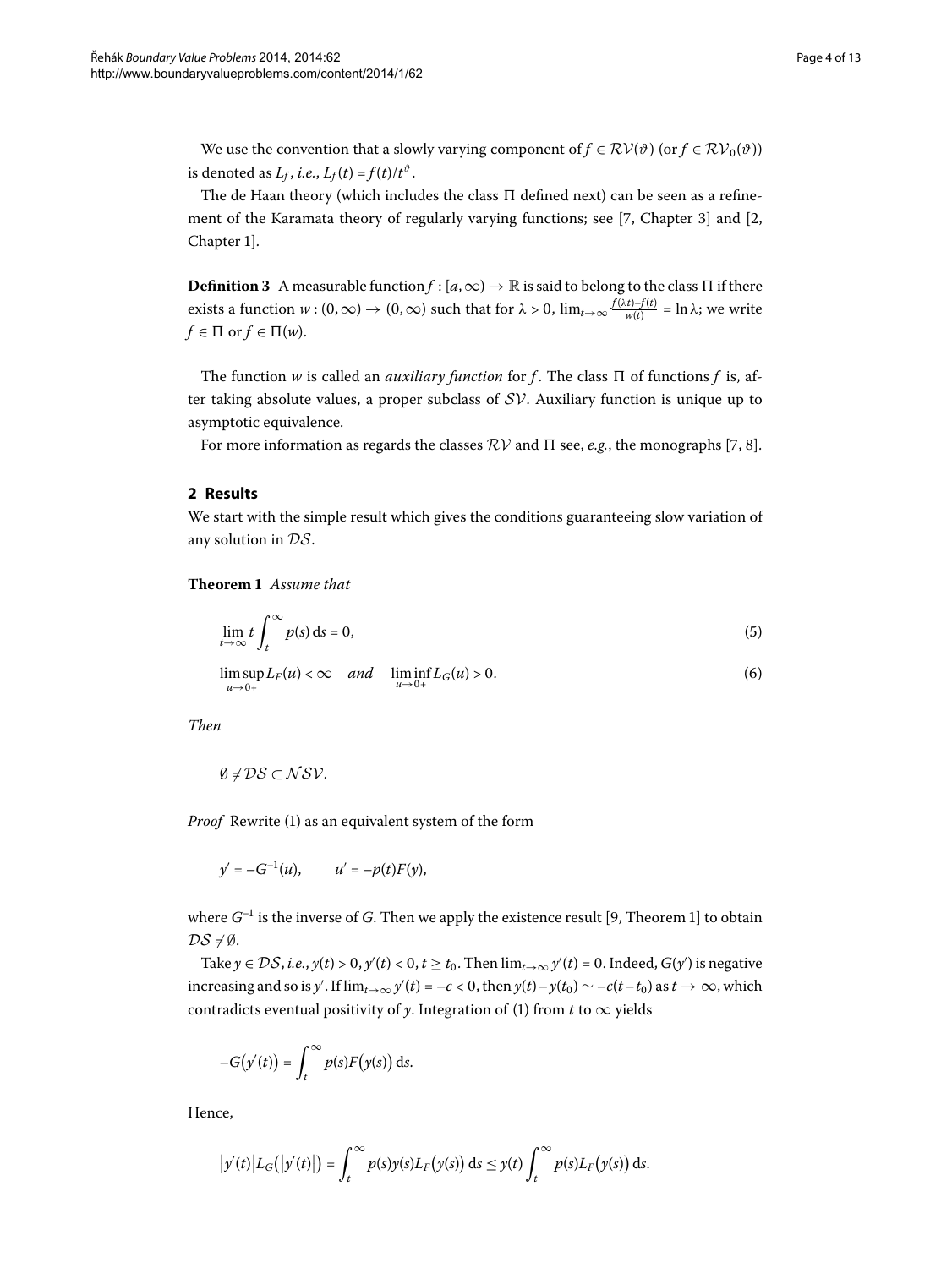We use the convention that a slowly varying component of $f \in \mathcal{RV}(\vartheta)$ (or $f \in \mathcal{RV}_0(\vartheta)$) is denoted as $L_f$, *i.e.*, $L_f(t) = f(t)/t^{\vartheta}$.

The de Haan theory (which includes the class $\Pi$ defined next) can be seen as a refinement of the Karamata theory of regularly varying functions; see [7, Chapter 3] and [2, Chapter 1].

**Definition 3** A measurable function $f : [a, \infty) \to \mathbb{R}$ is said to belong to the class $\Pi$ if there exists a function $w : (0, \infty) \to (0, \infty)$ such that for $\lambda > 0$, $\lim_{t\to\infty} \frac{f(\lambda t) - f(t)}{w(t)} = \ln \lambda$; we write $f \in \Pi$ or $f \in \Pi(w)$.

The function $w$ is called an *auxiliary function* for $f$. The class $\Pi$ of functions $f$ is, after taking absolute values, a proper subclass of $\mathcal{SV}$. Auxiliary function is unique up to asymptotic equivalence.

For more information as regards the classes $\mathcal{RV}$ and $\Pi$ see, *e.g.*, the monographs [7, 8].

## 2 Results

We start with the simple result which gives the conditions guaranteeing slow variation of any solution in $\mathcal{DS}$.

**Theorem 1** *Assume that*

$$\lim_{t\to\infty} t \int_t^{\infty} p(s)\,\mathrm{d}s = 0, \tag{5}$$

$$\limsup_{u\to 0+} L_F(u) < \infty \quad \textit{and} \quad \liminf_{u\to 0+} L_G(u) > 0. \tag{6}$$

*Then*

$$\emptyset \neq \mathcal{DS} \subset \mathcal{NSV}.$$

*Proof* Rewrite (1) as an equivalent system of the form

$$y' = -G^{-1}(u), \qquad u' = -p(t)F(y),$$

where $G^{-1}$ is the inverse of $G$. Then we apply the existence result [9, Theorem 1] to obtain $\mathcal{DS} \neq \emptyset$.

Take $y \in \mathcal{DS}$, *i.e.*, $y(t) > 0$, $y'(t) < 0$, $t \geq t_0$. Then $\lim_{t\to\infty} y'(t) = 0$. Indeed, $G(y')$ is negative increasing and so is $y'$. If $\lim_{t\to\infty} y'(t) = -c < 0$, then $y(t) - y(t_0) \sim -c(t - t_0)$ as $t \to \infty$, which contradicts eventual positivity of $y$. Integration of (1) from $t$ to $\infty$ yields

$$-G\bigl(y'(t)\bigr) = \int_t^{\infty} p(s)F\bigl(y(s)\bigr)\,\mathrm{d}s.$$

Hence,

$$\bigl|y'(t)\bigr| L_G\bigl(\bigl|y'(t)\bigr|\bigr) = \int_t^{\infty} p(s)y(s)L_F\bigl(y(s)\bigr)\,\mathrm{d}s \leq y(t) \int_t^{\infty} p(s)L_F\bigl(y(s)\bigr)\,\mathrm{d}s.$$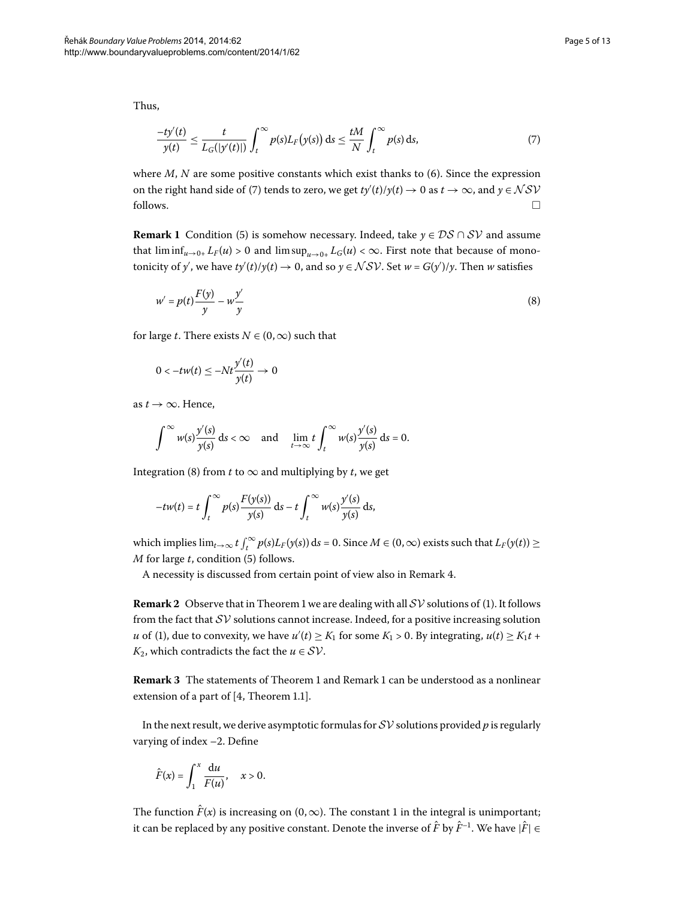Thus,

$$\frac{-ty'(t)}{y(t)} \leq \frac{t}{L_G(|y'(t)|)} \int_t^\infty p(s) L_F\bigl(y(s)\bigr)\, \mathrm{d}s \leq \frac{tM}{N} \int_t^\infty p(s)\, \mathrm{d}s, \tag{7}$$

where $M$, $N$ are some positive constants which exist thanks to (6). Since the expression on the right hand side of (7) tends to zero, we get $ty'(t)/y(t) \to 0$ as $t \to \infty$, and $y \in \mathcal{NSV}$ follows. □

**Remark 1** Condition (5) is somehow necessary. Indeed, take $y \in \mathcal{DS} \cap \mathcal{SV}$ and assume that $\liminf_{u\to 0+} L_F(u) > 0$ and $\limsup_{u\to 0+} L_G(u) < \infty$. First note that because of monotonicity of $y'$, we have $ty'(t)/y(t) \to 0$, and so $y \in \mathcal{NSV}$. Set $w = G(y')/y$. Then $w$ satisfies

$$w' = p(t)\frac{F(y)}{y} - w\frac{y'}{y} \tag{8}$$

for large $t$. There exists $N \in (0,\infty)$ such that

$$0 < -tw(t) \leq -Nt\frac{y'(t)}{y(t)} \to 0$$

as $t \to \infty$. Hence,

$$\int^\infty w(s)\frac{y'(s)}{y(s)}\, \mathrm{d}s < \infty \quad \text{and} \quad \lim_{t\to\infty} t\int_t^\infty w(s)\frac{y'(s)}{y(s)}\, \mathrm{d}s = 0.$$

Integration (8) from $t$ to $\infty$ and multiplying by $t$, we get

$$-tw(t) = t\int_t^\infty p(s)\frac{F(y(s))}{y(s)}\, \mathrm{d}s - t\int_t^\infty w(s)\frac{y'(s)}{y(s)}\, \mathrm{d}s,$$

which implies $\lim_{t\to\infty} t\int_t^\infty p(s)L_F(y(s))\, \mathrm{d}s = 0$. Since $M \in (0,\infty)$ exists such that $L_F(y(t)) \geq M$ for large $t$, condition (5) follows.

A necessity is discussed from certain point of view also in Remark 4.

**Remark 2** Observe that in Theorem 1 we are dealing with all $\mathcal{SV}$ solutions of (1). It follows from the fact that $\mathcal{SV}$ solutions cannot increase. Indeed, for a positive increasing solution $u$ of (1), due to convexity, we have $u'(t) \geq K_1$ for some $K_1 > 0$. By integrating, $u(t) \geq K_1 t + K_2$, which contradicts the fact the $u \in \mathcal{SV}$.

**Remark 3** The statements of Theorem 1 and Remark 1 can be understood as a nonlinear extension of a part of [4, Theorem 1.1].

In the next result, we derive asymptotic formulas for $\mathcal{SV}$ solutions provided $p$ is regularly varying of index $-2$. Define

$$\hat{F}(x) = \int_1^x \frac{\mathrm{d}u}{F(u)}, \quad x > 0.$$

The function $\hat{F}(x)$ is increasing on $(0,\infty)$. The constant 1 in the integral is unimportant; it can be replaced by any positive constant. Denote the inverse of $\hat{F}$ by $\hat{F}^{-1}$. We have $|\hat{F}| \in$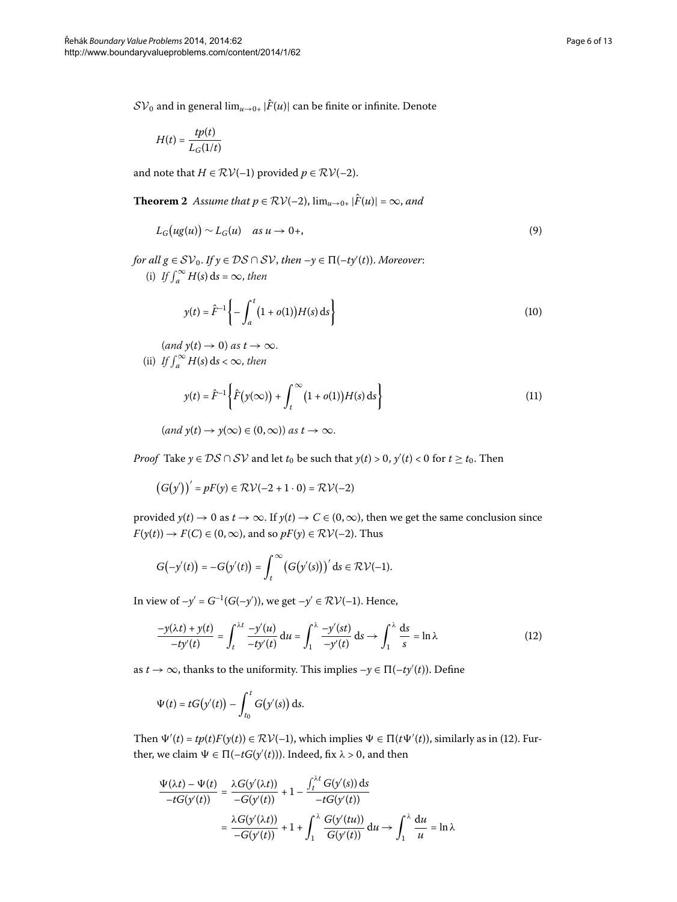$\mathcal{SV}_0$ and in general $\lim_{u\to 0+}|\hat{F}(u)|$ can be finite or infinite. Denote

$$H(t) = \frac{tp(t)}{L_G(1/t)}$$

and note that $H \in \mathcal{RV}(-1)$ provided $p \in \mathcal{RV}(-2)$.

**Theorem 2** *Assume that* $p \in \mathcal{RV}(-2)$, $\lim_{u\to 0+}|\hat{F}(u)| = \infty$, *and*

$$L_G\big(ug(u)\big) \sim L_G(u) \quad \text{as } u \to 0+, \tag{9}$$

*for all* $g \in \mathcal{SV}_0$. *If* $y \in \mathcal{DS} \cap \mathcal{SV}$, *then* $-y \in \Pi(-ty'(t))$. *Moreover*:

(i) *If* $\int_a^\infty H(s)\,\mathrm{d}s = \infty$, *then*

$$y(t) = \hat{F}^{-1}\left\{-\int_a^t \big(1+o(1)\big)H(s)\,\mathrm{d}s\right\} \tag{10}$$

(*and* $y(t) \to 0$) *as* $t \to \infty$.

(ii) *If* $\int_a^\infty H(s)\,\mathrm{d}s < \infty$, *then*

$$y(t) = \hat{F}^{-1}\left\{\hat{F}\big(y(\infty)\big) + \int_t^\infty \big(1+o(1)\big)H(s)\,\mathrm{d}s\right\} \tag{11}$$

(*and* $y(t) \to y(\infty) \in (0,\infty)$) *as* $t \to \infty$.

*Proof* Take $y \in \mathcal{DS} \cap \mathcal{SV}$ and let $t_0$ be such that $y(t) > 0$, $y'(t) < 0$ for $t \ge t_0$. Then

$$\big(G(y')\big)' = pF(y) \in \mathcal{RV}(-2 + 1\cdot 0) = \mathcal{RV}(-2)$$

provided $y(t) \to 0$ as $t \to \infty$. If $y(t) \to C \in (0,\infty)$, then we get the same conclusion since $F(y(t)) \to F(C) \in (0,\infty)$, and so $pF(y) \in \mathcal{RV}(-2)$. Thus

$$G\big(-y'(t)\big) = -G\big(y'(t)\big) = \int_t^\infty \big(G\big(y'(s)\big)\big)'\,\mathrm{d}s \in \mathcal{RV}(-1).$$

In view of $-y' = G^{-1}(G(-y'))$, we get $-y' \in \mathcal{RV}(-1)$. Hence,

$$\frac{-y(\lambda t) + y(t)}{-ty'(t)} = \int_t^{\lambda t} \frac{-y'(u)}{-ty'(t)}\,\mathrm{d}u = \int_1^\lambda \frac{-y'(st)}{-y'(t)}\,\mathrm{d}s \to \int_1^\lambda \frac{\mathrm{d}s}{s} = \ln\lambda \tag{12}$$

as $t \to \infty$, thanks to the uniformity. This implies $-y \in \Pi(-ty'(t))$. Define

$$\Psi(t) = tG\big(y'(t)\big) - \int_{t_0}^t G\big(y'(s)\big)\,\mathrm{d}s.$$

Then $\Psi'(t) = tp(t)F(y(t)) \in \mathcal{RV}(-1)$, which implies $\Psi \in \Pi(t\Psi'(t))$, similarly as in (12). Further, we claim $\Psi \in \Pi(-tG(y'(t)))$. Indeed, fix $\lambda > 0$, and then

$$\begin{aligned}
\frac{\Psi(\lambda t) - \Psi(t)}{-tG(y'(t))} &= \frac{\lambda G(y'(\lambda t))}{-G(y'(t))} + 1 - \frac{\int_t^{\lambda t} G(y'(s))\,\mathrm{d}s}{-tG(y'(t))} \\
&= \frac{\lambda G(y'(\lambda t))}{-G(y'(t))} + 1 + \int_1^\lambda \frac{G(y'(tu))}{G(y'(t))}\,\mathrm{d}u \to \int_1^\lambda \frac{\mathrm{d}u}{u} = \ln\lambda
\end{aligned}$$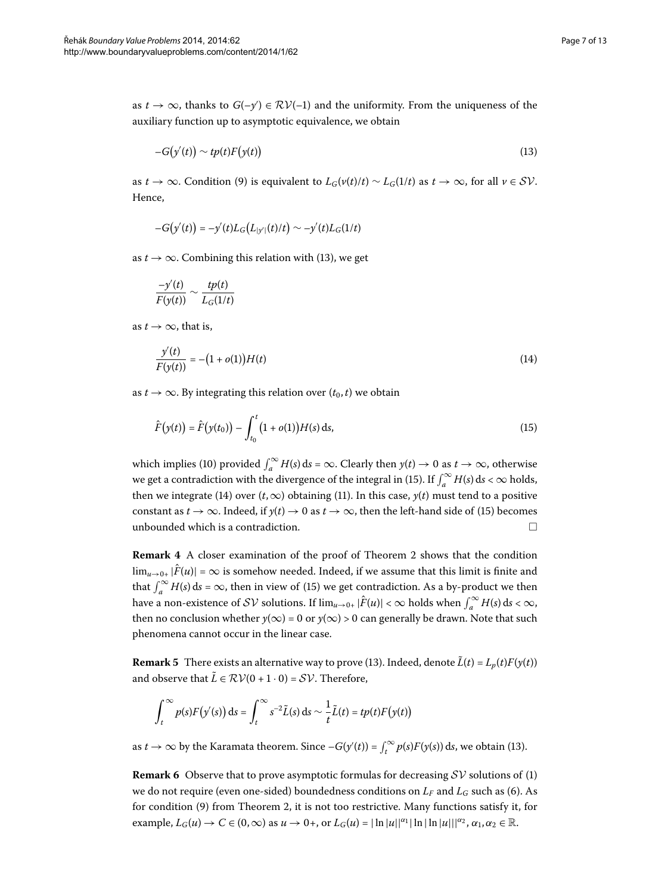as $t \to \infty$, thanks to $G(-y') \in \mathcal{RV}(-1)$ and the uniformity. From the uniqueness of the auxiliary function up to asymptotic equivalence, we obtain

$$-G\big(y'(t)\big) \sim tp(t)F\big(y(t)\big) \tag{13}$$

as $t \to \infty$. Condition (9) is equivalent to $L_G(v(t)/t) \sim L_G(1/t)$ as $t \to \infty$, for all $v \in \mathcal{SV}$. Hence,

$$-G\big(y'(t)\big) = -y'(t)L_G\big(L_{|y'|}(t)/t\big) \sim -y'(t)L_G(1/t)$$

as $t \to \infty$. Combining this relation with (13), we get

$$\frac{-y'(t)}{F(y(t))} \sim \frac{tp(t)}{L_G(1/t)}$$

as $t \to \infty$, that is,

$$\frac{y'(t)}{F(y(t))} = -\big(1 + o(1)\big)H(t) \tag{14}$$

as $t \to \infty$. By integrating this relation over $(t_0, t)$ we obtain

$$\hat{F}\big(y(t)\big) = \hat{F}\big(y(t_0)\big) - \int_{t_0}^{t} \big(1 + o(1)\big)H(s)\,\mathrm{d}s, \tag{15}$$

which implies (10) provided $\int_a^\infty H(s)\,\mathrm{d}s = \infty$. Clearly then $y(t) \to 0$ as $t \to \infty$, otherwise we get a contradiction with the divergence of the integral in (15). If $\int_a^\infty H(s)\,\mathrm{d}s < \infty$ holds, then we integrate (14) over $(t, \infty)$ obtaining (11). In this case, $y(t)$ must tend to a positive constant as $t \to \infty$. Indeed, if $y(t) \to 0$ as $t \to \infty$, then the left-hand side of (15) becomes unbounded which is a contradiction. □

**Remark 4** A closer examination of the proof of Theorem 2 shows that the condition $\lim_{u\to 0+} |\hat{F}(u)| = \infty$ is somehow needed. Indeed, if we assume that this limit is finite and that $\int_a^\infty H(s)\,\mathrm{d}s = \infty$, then in view of (15) we get contradiction. As a by-product we then have a non-existence of $\mathcal{SV}$ solutions. If $\lim_{u\to 0+} |\hat{F}(u)| < \infty$ holds when $\int_a^\infty H(s)\,\mathrm{d}s < \infty$, then no conclusion whether $y(\infty) = 0$ or $y(\infty) > 0$ can generally be drawn. Note that such phenomena cannot occur in the linear case.

**Remark 5** There exists an alternative way to prove (13). Indeed, denote $\tilde{L}(t) = L_p(t)F(y(t))$ and observe that $\tilde{L} \in \mathcal{RV}(0 + 1 \cdot 0) = \mathcal{SV}$. Therefore,

$$\int_t^\infty p(s)F\big(y'(s)\big)\,\mathrm{d}s = \int_t^\infty s^{-2}\tilde{L}(s)\,\mathrm{d}s \sim \frac{1}{t}\tilde{L}(t) = tp(t)F\big(y(t)\big)$$

as $t \to \infty$ by the Karamata theorem. Since $-G(y'(t)) = \int_t^\infty p(s)F(y(s))\,\mathrm{d}s$, we obtain (13).

**Remark 6** Observe that to prove asymptotic formulas for decreasing $\mathcal{SV}$ solutions of (1) we do not require (even one-sided) boundedness conditions on $L_F$ and $L_G$ such as (6). As for condition (9) from Theorem 2, it is not too restrictive. Many functions satisfy it, for example, $L_G(u) \to C \in (0, \infty)$ as $u \to 0+$, or $L_G(u) = |\ln|u||^{\alpha_1}|\ln|\ln|u|||^{\alpha_2}$, $\alpha_1, \alpha_2 \in \mathbb{R}$.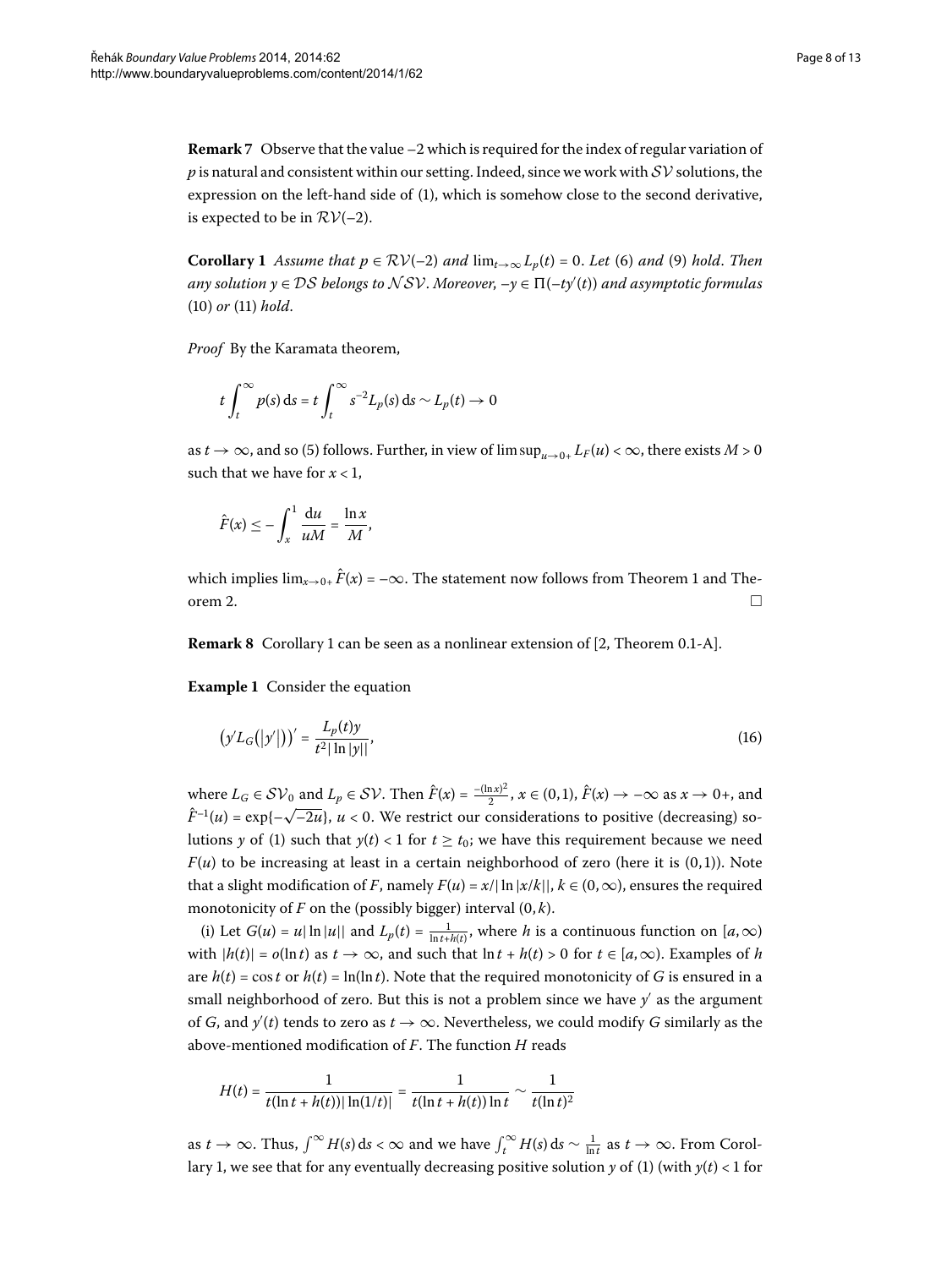**Remark 7** Observe that the value −2 which is required for the index of regular variation of $p$ is natural and consistent within our setting. Indeed, since we work with $\mathcal{SV}$ solutions, the expression on the left-hand side of (1), which is somehow close to the second derivative, is expected to be in $\mathcal{RV}(-2)$.

**Corollary 1** *Assume that $p \in \mathcal{RV}(-2)$ and $\lim_{t\to\infty} L_p(t) = 0$. Let* (6) *and* (9) *hold. Then any solution $y \in \mathcal{DS}$ belongs to $\mathcal{NSV}$. Moreover, $-y \in \Pi(-ty'(t))$ and asymptotic formulas* (10) *or* (11) *hold.*

*Proof* By the Karamata theorem,

$$t\int_t^\infty p(s)\,\mathrm{d}s = t\int_t^\infty s^{-2}L_p(s)\,\mathrm{d}s \sim L_p(t) \to 0$$

as $t \to \infty$, and so (5) follows. Further, in view of $\limsup_{u\to 0+} L_F(u) < \infty$, there exists $M > 0$ such that we have for $x < 1$,

$$\hat{F}(x) \leq -\int_x^1 \frac{\mathrm{d}u}{uM} = \frac{\ln x}{M},$$

which implies $\lim_{x\to 0+} \hat{F}(x) = -\infty$. The statement now follows from Theorem 1 and Theorem 2. □

**Remark 8** Corollary 1 can be seen as a nonlinear extension of [2, Theorem 0.1-A].

**Example 1** Consider the equation

$$\bigl(y' L_G(|y'|)\bigr)' = \frac{L_p(t)y}{t^2|\ln|y||}, \tag{16}$$

where $L_G \in \mathcal{SV}_0$ and $L_p \in \mathcal{SV}$. Then $\hat{F}(x) = \frac{-(\ln x)^2}{2}$, $x \in (0,1)$, $\hat{F}(x) \to -\infty$ as $x \to 0+$, and $\hat{F}^{-1}(u) = \exp\{-\sqrt{-2u}\}$, $u < 0$. We restrict our considerations to positive (decreasing) solutions $y$ of (1) such that $y(t) < 1$ for $t \geq t_0$; we have this requirement because we need $F(u)$ to be increasing at least in a certain neighborhood of zero (here it is $(0,1)$). Note that a slight modification of $F$, namely $F(u) = x/|\ln|x/k||$, $k \in (0,\infty)$, ensures the required monotonicity of $F$ on the (possibly bigger) interval $(0,k)$.

(i) Let $G(u) = u|\ln|u||$ and $L_p(t) = \frac{1}{\ln t + h(t)}$, where $h$ is a continuous function on $[a,\infty)$ with $|h(t)| = o(\ln t)$ as $t \to \infty$, and such that $\ln t + h(t) > 0$ for $t \in [a,\infty)$. Examples of $h$ are $h(t) = \cos t$ or $h(t) = \ln(\ln t)$. Note that the required monotonicity of $G$ is ensured in a small neighborhood of zero. But this is not a problem since we have $y'$ as the argument of $G$, and $y'(t)$ tends to zero as $t \to \infty$. Nevertheless, we could modify $G$ similarly as the above-mentioned modification of $F$. The function $H$ reads

$$H(t) = \frac{1}{t(\ln t + h(t))|\ln(1/t)|} = \frac{1}{t(\ln t + h(t))\ln t} \sim \frac{1}{t(\ln t)^2}$$

as $t \to \infty$. Thus, $\int^\infty H(s)\,\mathrm{d}s < \infty$ and we have $\int_t^\infty H(s)\,\mathrm{d}s \sim \frac{1}{\ln t}$ as $t \to \infty$. From Corollary 1, we see that for any eventually decreasing positive solution $y$ of (1) (with $y(t) < 1$ for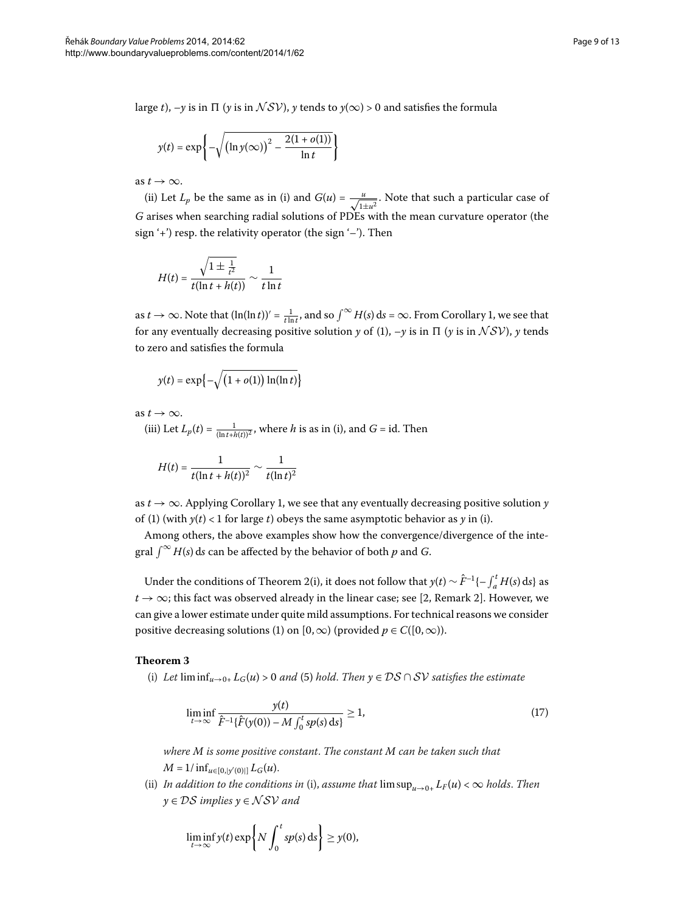large $t$), $-y$ is in $\Pi$ ($y$ is in $\mathcal{NSV}$), $y$ tends to $y(\infty) > 0$ and satisfies the formula

$$y(t) = \exp\left\{-\sqrt{\left(\ln y(\infty)\right)^2 - \frac{2(1+o(1))}{\ln t}}\right\}$$

as $t \to \infty$.

(ii) Let $L_p$ be the same as in (i) and $G(u) = \frac{u}{\sqrt{1 \pm u^2}}$. Note that such a particular case of $G$ arises when searching radial solutions of PDEs with the mean curvature operator (the sign '+') resp. the relativity operator (the sign '−'). Then

$$H(t) = \frac{\sqrt{1 \pm \frac{1}{t^2}}}{t(\ln t + h(t))} \sim \frac{1}{t \ln t}$$

as $t \to \infty$. Note that $(\ln(\ln t))' = \frac{1}{t \ln t}$, and so $\int^{\infty} H(s)\,\mathrm{d}s = \infty$. From Corollary 1, we see that for any eventually decreasing positive solution $y$ of (1), $-y$ is in $\Pi$ ($y$ is in $\mathcal{NSV}$), $y$ tends to zero and satisfies the formula

$$y(t) = \exp\left\{-\sqrt{\left(1 + o(1)\right)\ln(\ln t)}\right\}$$

as $t \to \infty$.

(iii) Let $L_p(t) = \frac{1}{(\ln t + h(t))^2}$, where $h$ is as in (i), and $G = \mathrm{id}$. Then

$$H(t) = \frac{1}{t(\ln t + h(t))^2} \sim \frac{1}{t(\ln t)^2}$$

as $t \to \infty$. Applying Corollary 1, we see that any eventually decreasing positive solution $y$ of (1) (with $y(t) < 1$ for large $t$) obeys the same asymptotic behavior as $y$ in (i).

Among others, the above examples show how the convergence/divergence of the integral $\int^{\infty} H(s)\,\mathrm{d}s$ can be affected by the behavior of both $p$ and $G$.

Under the conditions of Theorem 2(i), it does not follow that $y(t) \sim \hat{F}^{-1}\{-\int_a^t H(s)\,\mathrm{d}s\}$ as $t \to \infty$; this fact was observed already in the linear case; see [2, Remark 2]. However, we can give a lower estimate under quite mild assumptions. For technical reasons we consider positive decreasing solutions (1) on $[0, \infty)$ (provided $p \in C([0, \infty))$.

**Theorem 3**

(i) *Let* $\liminf_{u \to 0+} L_G(u) > 0$ *and* (5) *hold. Then* $y \in \mathcal{DS} \cap \mathcal{SV}$ *satisfies the estimate*

$$\liminf_{t \to \infty} \frac{y(t)}{\hat{F}^{-1}\{\hat{F}(y(0)) - M \int_0^t sp(s)\,\mathrm{d}s\}} \geq 1, \tag{17}$$

*where* $M$ *is some positive constant. The constant* $M$ *can be taken such that* $M = 1/\inf_{u \in [0, |y'(0)|]} L_G(u)$.

(ii) *In addition to the conditions in* (i), *assume that* $\limsup_{u \to 0+} L_F(u) < \infty$ *holds. Then* $y \in \mathcal{DS}$ *implies* $y \in \mathcal{NSV}$ *and*

$$\liminf_{t \to \infty} y(t) \exp\left\{N \int_0^t sp(s)\,\mathrm{d}s\right\} \geq y(0),$$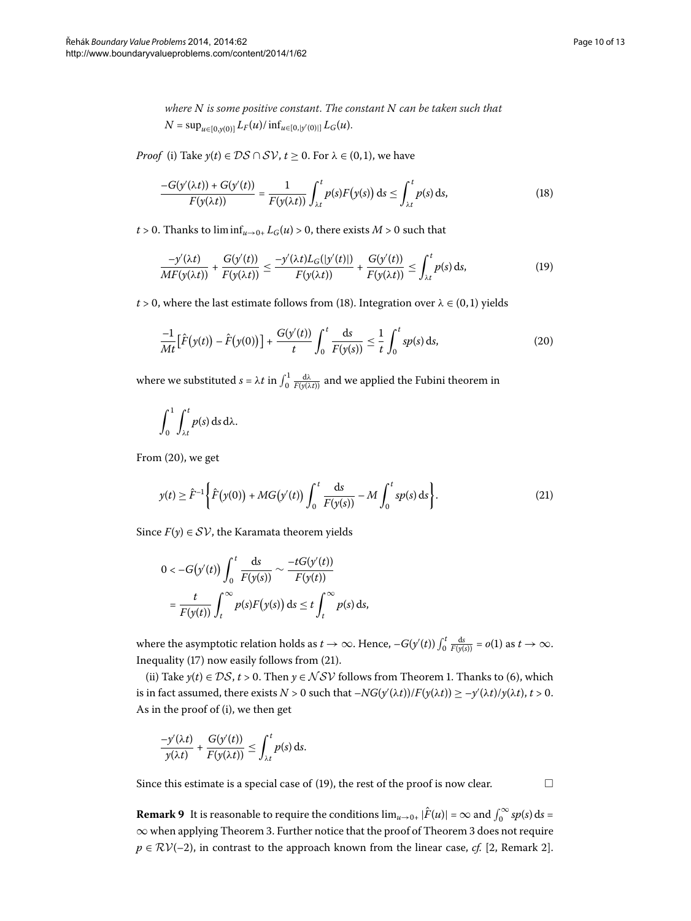*where $N$ is some positive constant. The constant $N$ can be taken such that $N = \sup_{u\in[0,y(0)]} L_F(u)/\inf_{u\in[0,|y'(0)|]} L_G(u)$.*

*Proof* (i) Take $y(t) \in \mathcal{DS} \cap \mathcal{SV}$, $t \geq 0$. For $\lambda \in (0,1)$, we have

$$\frac{-G(y'(\lambda t)) + G(y'(t))}{F(y(\lambda t))} = \frac{1}{F(y(\lambda t))}\int_{\lambda t}^{t} p(s)F(y(s))\,\mathrm{d}s \leq \int_{\lambda t}^{t} p(s)\,\mathrm{d}s, \tag{18}$$

$t > 0$. Thanks to $\liminf_{u\to 0+} L_G(u) > 0$, there exists $M > 0$ such that

$$\frac{-y'(\lambda t)}{MF(y(\lambda t))} + \frac{G(y'(t))}{F(y(\lambda t))} \leq \frac{-y'(\lambda t)L_G(|y'(t)|)}{F(y(\lambda t))} + \frac{G(y'(t))}{F(y(\lambda t))} \leq \int_{\lambda t}^{t} p(s)\,\mathrm{d}s, \tag{19}$$

$t > 0$, where the last estimate follows from (18). Integration over $\lambda \in (0,1)$ yields

$$\frac{-1}{Mt}\big[\hat{F}(y(t)) - \hat{F}(y(0))\big] + \frac{G(y'(t))}{t}\int_0^t \frac{\mathrm{d}s}{F(y(s))} \leq \frac{1}{t}\int_0^t sp(s)\,\mathrm{d}s, \tag{20}$$

where we substituted $s = \lambda t$ in $\int_0^1 \frac{\mathrm{d}\lambda}{F(y(\lambda t))}$ and we applied the Fubini theorem in

$$\int_0^1 \int_{\lambda t}^{t} p(s)\,\mathrm{d}s\,\mathrm{d}\lambda.$$

From (20), we get

$$y(t) \geq \hat{F}^{-1}\left\{\hat{F}(y(0)) + MG(y'(t))\int_0^t \frac{\mathrm{d}s}{F(y(s))} - M\int_0^t sp(s)\,\mathrm{d}s\right\}. \tag{21}$$

Since $F(y) \in \mathcal{SV}$, the Karamata theorem yields

$$\begin{aligned}
0 < -G(y'(t))\int_0^t \frac{\mathrm{d}s}{F(y(s))} &\sim \frac{-tG(y'(t))}{F(y(t))} \\
&= \frac{t}{F(y(t))}\int_t^\infty p(s)F(y(s))\,\mathrm{d}s \leq t\int_t^\infty p(s)\,\mathrm{d}s,
\end{aligned}$$

where the asymptotic relation holds as $t \to \infty$. Hence, $-G(y'(t))\int_0^t \frac{\mathrm{d}s}{F(y(s))} = o(1)$ as $t \to \infty$. Inequality (17) now easily follows from (21).

(ii) Take $y(t) \in \mathcal{DS}$, $t > 0$. Then $y \in \mathcal{NSV}$ follows from Theorem 1. Thanks to (6), which is in fact assumed, there exists $N > 0$ such that $-NG(y'(\lambda t))/F(y(\lambda t)) \geq -y'(\lambda t)/y(\lambda t)$, $t > 0$. As in the proof of (i), we then get

$$\frac{-y'(\lambda t)}{y(\lambda t)} + \frac{G(y'(t))}{F(y(\lambda t))} \leq \int_{\lambda t}^{t} p(s)\,\mathrm{d}s.$$

Since this estimate is a special case of (19), the rest of the proof is now clear. $\square$

**Remark 9** It is reasonable to require the conditions $\lim_{u\to 0+} |\hat{F}(u)| = \infty$ and $\int_0^\infty sp(s)\,\mathrm{d}s = \infty$ when applying Theorem 3. Further notice that the proof of Theorem 3 does not require $p \in \mathcal{RV}(-2)$, in contrast to the approach known from the linear case, *cf.* [2, Remark 2].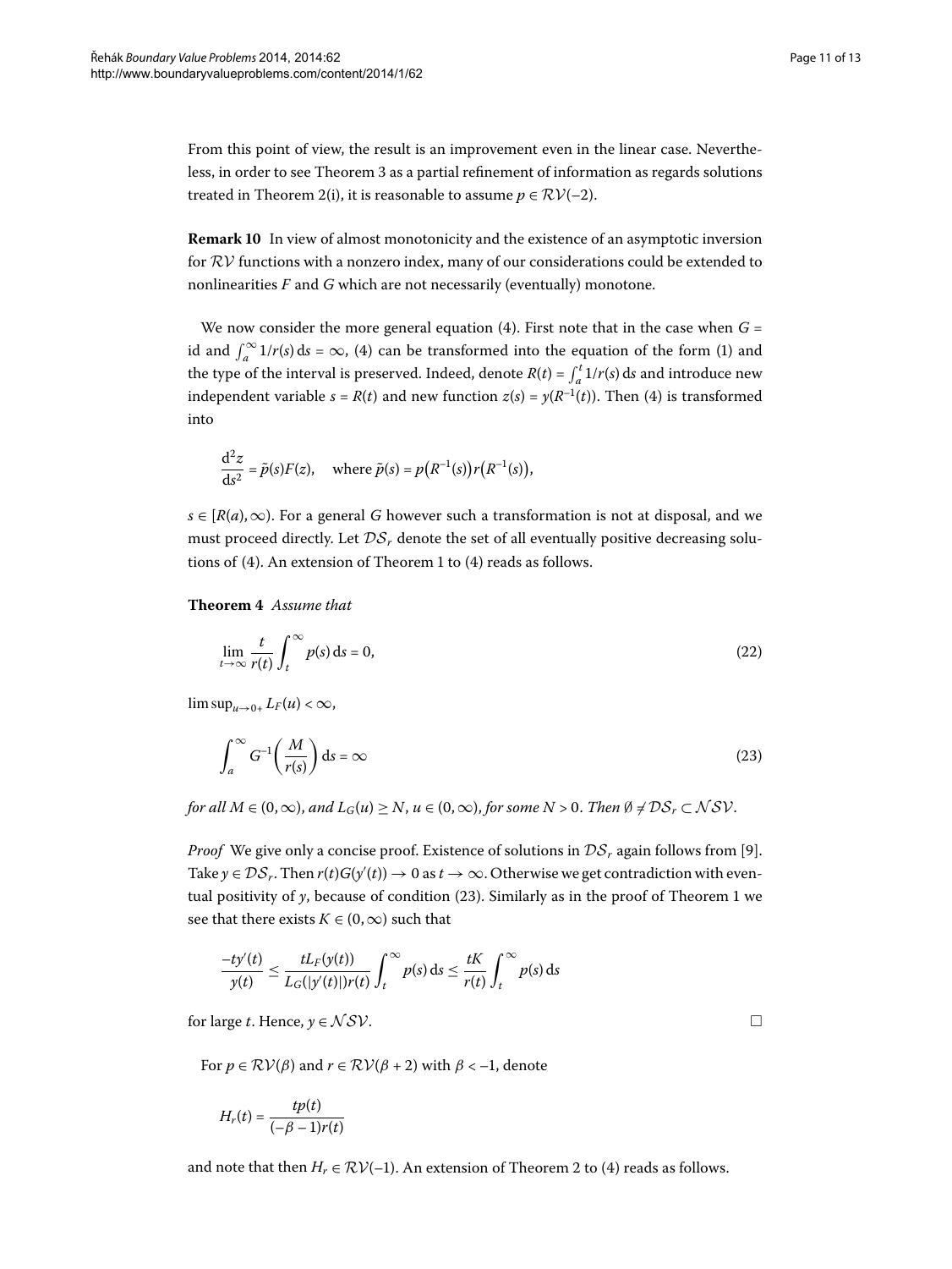From this point of view, the result is an improvement even in the linear case. Nevertheless, in order to see Theorem 3 as a partial refinement of information as regards solutions treated in Theorem 2(i), it is reasonable to assume $p \in \mathcal{RV}(-2)$.

**Remark 10** In view of almost monotonicity and the existence of an asymptotic inversion for $\mathcal{RV}$ functions with a nonzero index, many of our considerations could be extended to nonlinearities $F$ and $G$ which are not necessarily (eventually) monotone.

We now consider the more general equation (4). First note that in the case when $G = \mathrm{id}$ and $\int_a^\infty 1/r(s)\,\mathrm{d}s = \infty$, (4) can be transformed into the equation of the form (1) and the type of the interval is preserved. Indeed, denote $R(t) = \int_a^t 1/r(s)\,\mathrm{d}s$ and introduce new independent variable $s = R(t)$ and new function $z(s) = y(R^{-1}(t))$. Then (4) is transformed into

$$\frac{\mathrm{d}^2 z}{\mathrm{d}s^2} = \tilde{p}(s)F(z), \quad \text{where } \tilde{p}(s) = p\bigl(R^{-1}(s)\bigr)r\bigl(R^{-1}(s)\bigr),$$

$s \in [R(a), \infty)$. For a general $G$ however such a transformation is not at disposal, and we must proceed directly. Let $\mathcal{DS}_r$ denote the set of all eventually positive decreasing solutions of (4). An extension of Theorem 1 to (4) reads as follows.

**Theorem 4** *Assume that*

$$\lim_{t\to\infty} \frac{t}{r(t)} \int_t^\infty p(s)\,\mathrm{d}s = 0, \tag{22}$$

$\limsup_{u\to 0+} L_F(u) < \infty$,

$$\int_a^\infty G^{-1}\left(\frac{M}{r(s)}\right)\mathrm{d}s = \infty \tag{23}$$

*for all $M \in (0,\infty)$, and $L_G(u) \geq N$, $u \in (0,\infty)$, for some $N > 0$. Then $\emptyset \neq \mathcal{DS}_r \subset \mathcal{NSV}$.*

*Proof* We give only a concise proof. Existence of solutions in $\mathcal{DS}_r$ again follows from [9]. Take $y \in \mathcal{DS}_r$. Then $r(t)G(y'(t)) \to 0$ as $t \to \infty$. Otherwise we get contradiction with eventual positivity of $y$, because of condition (23). Similarly as in the proof of Theorem 1 we see that there exists $K \in (0,\infty)$ such that

$$\frac{-ty'(t)}{y(t)} \leq \frac{tL_F(y(t))}{L_G(|y'(t)|)r(t)} \int_t^\infty p(s)\,\mathrm{d}s \leq \frac{tK}{r(t)} \int_t^\infty p(s)\,\mathrm{d}s$$

for large $t$. Hence, $y \in \mathcal{NSV}$. □

For $p \in \mathcal{RV}(\beta)$ and $r \in \mathcal{RV}(\beta + 2)$ with $\beta < -1$, denote

$$H_r(t) = \frac{tp(t)}{(-\beta - 1)r(t)}$$

and note that then $H_r \in \mathcal{RV}(-1)$. An extension of Theorem 2 to (4) reads as follows.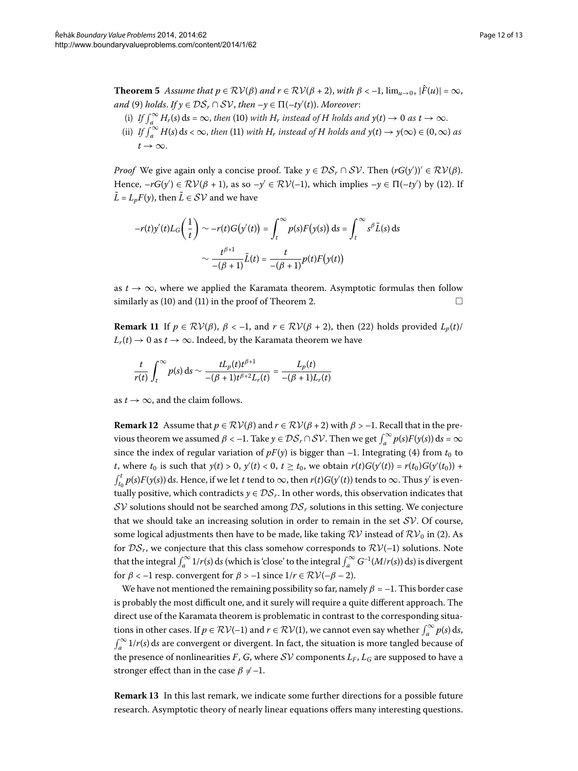**Theorem 5** *Assume that $p \in \mathcal{RV}(\beta)$ and $r \in \mathcal{RV}(\beta+2)$, with $\beta < -1$, $\lim_{u\to 0+} |\hat{F}(u)| = \infty$, and* (9) *holds. If $y \in \mathcal{DS}_r \cap \mathcal{SV}$, then $-y \in \Pi(-ty'(t))$. Moreover*:

(i) *If $\int_a^\infty H_r(s)\,\mathrm{d}s = \infty$, then* (10) *with $H_r$ instead of $H$ holds and $y(t) \to 0$ as $t \to \infty$.*

(ii) *If $\int_a^\infty H(s)\,\mathrm{d}s < \infty$, then* (11) *with $H_r$ instead of $H$ holds and $y(t) \to y(\infty) \in (0,\infty)$ as $t \to \infty$.*

*Proof* We give again only a concise proof. Take $y \in \mathcal{DS}_r \cap \mathcal{SV}$. Then $(rG(y'))' \in \mathcal{RV}(\beta)$. Hence, $-rG(y') \in \mathcal{RV}(\beta+1)$, as so $-y' \in \mathcal{RV}(-1)$, which implies $-y \in \Pi(-ty')$ by (12). If $\tilde{L} = L_p F(y)$, then $\tilde{L} \in \mathcal{SV}$ and we have

$$-r(t)y'(t)L_G\left(\frac{1}{t}\right) \sim -r(t)G\big(y'(t)\big) = \int_t^\infty p(s)F\big(y(s)\big)\,\mathrm{d}s = \int_t^\infty s^\beta \tilde{L}(s)\,\mathrm{d}s$$

$$\sim \frac{t^{\beta+1}}{-(\beta+1)}\tilde{L}(t) = \frac{t}{-(\beta+1)}p(t)F\big(y(t)\big)$$

as $t \to \infty$, where we applied the Karamata theorem. Asymptotic formulas then follow similarly as (10) and (11) in the proof of Theorem 2. □

**Remark 11** If $p \in \mathcal{RV}(\beta)$, $\beta < -1$, and $r \in \mathcal{RV}(\beta+2)$, then (22) holds provided $L_p(t)/L_r(t) \to 0$ as $t \to \infty$. Indeed, by the Karamata theorem we have

$$\frac{t}{r(t)}\int_t^\infty p(s)\,\mathrm{d}s \sim \frac{tL_p(t)t^{\beta+1}}{-(\beta+1)t^{\beta+2}L_r(t)} = \frac{L_p(t)}{-(\beta+1)L_r(t)}$$

as $t \to \infty$, and the claim follows.

**Remark 12** Assume that $p \in \mathcal{RV}(\beta)$ and $r \in \mathcal{RV}(\beta+2)$ with $\beta > -1$. Recall that in the previous theorem we assumed $\beta < -1$. Take $y \in \mathcal{DS}_r \cap \mathcal{SV}$. Then we get $\int_a^\infty p(s)F(y(s))\,\mathrm{d}s = \infty$ since the index of regular variation of $pF(y)$ is bigger than $-1$. Integrating (4) from $t_0$ to $t$, where $t_0$ is such that $y(t) > 0$, $y'(t) < 0$, $t \geq t_0$, we obtain $r(t)G(y'(t)) = r(t_0)G(y'(t_0)) + \int_{t_0}^t p(s)F(y(s))\,\mathrm{d}s$. Hence, if we let $t$ tend to $\infty$, then $r(t)G(y'(t))$ tends to $\infty$. Thus $y'$ is eventually positive, which contradicts $y \in \mathcal{DS}_r$. In other words, this observation indicates that $\mathcal{SV}$ solutions should not be searched among $\mathcal{DS}_r$ solutions in this setting. We conjecture that we should take an increasing solution in order to remain in the set $\mathcal{SV}$. Of course, some logical adjustments then have to be made, like taking $\mathcal{RV}$ instead of $\mathcal{RV}_0$ in (2). As for $\mathcal{DS}_r$, we conjecture that this class somehow corresponds to $\mathcal{RV}(-1)$ solutions. Note that the integral $\int_a^\infty 1/r(s)\,\mathrm{d}s$ (which is 'close' to the integral $\int_a^\infty G^{-1}(M/r(s))\,\mathrm{d}s$) is divergent for $\beta < -1$ resp. convergent for $\beta > -1$ since $1/r \in \mathcal{RV}(-\beta-2)$.

We have not mentioned the remaining possibility so far, namely $\beta = -1$. This border case is probably the most difficult one, and it surely will require a quite different approach. The direct use of the Karamata theorem is problematic in contrast to the corresponding situations in other cases. If $p \in \mathcal{RV}(-1)$ and $r \in \mathcal{RV}(1)$, we cannot even say whether $\int_a^\infty p(s)\,\mathrm{d}s$, $\int_a^\infty 1/r(s)\,\mathrm{d}s$ are convergent or divergent. In fact, the situation is more tangled because of the presence of nonlinearities $F$, $G$, where $\mathcal{SV}$ components $L_F$, $L_G$ are supposed to have a stronger effect than in the case $\beta \neq -1$.

**Remark 13** In this last remark, we indicate some further directions for a possible future research. Asymptotic theory of nearly linear equations offers many interesting questions.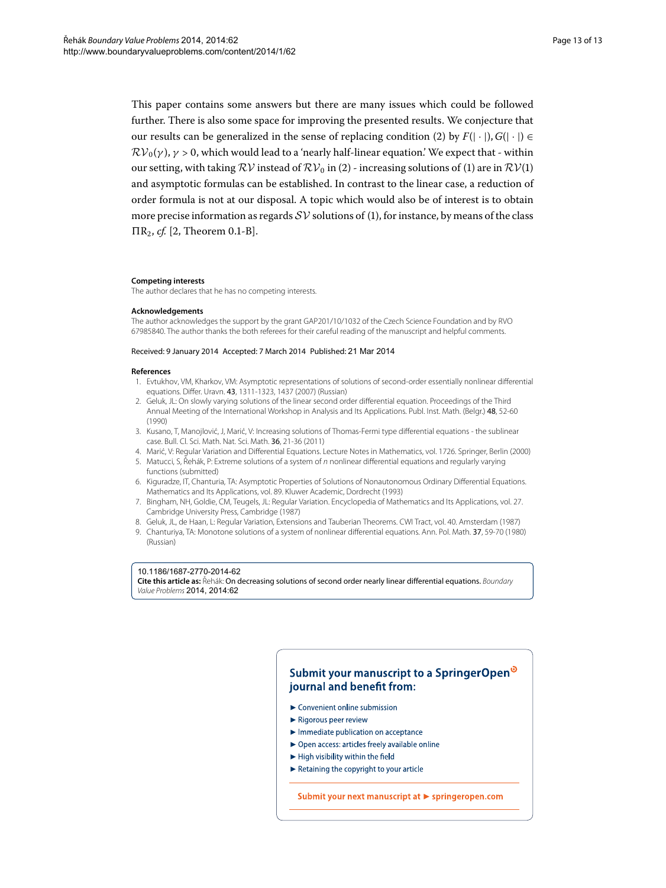This paper contains some answers but there are many issues which could be followed further. There is also some space for improving the presented results. We conjecture that our results can be generalized in the sense of replacing condition (2) by $F(|\cdot|), G(|\cdot|) \in \mathcal{RV}_0(\gamma)$, $\gamma > 0$, which would lead to a 'nearly half-linear equation.' We expect that - within our setting, with taking $\mathcal{RV}$ instead of $\mathcal{RV}_0$ in (2) - increasing solutions of (1) are in $\mathcal{RV}(1)$ and asymptotic formulas can be established. In contrast to the linear case, a reduction of order formula is not at our disposal. A topic which would also be of interest is to obtain more precise information as regards $\mathcal{SV}$ solutions of (1), for instance, by means of the class $\Pi\mathrm{R}_2$, *cf.* [2, Theorem 0.1-B].

**Competing interests**

The author declares that he has no competing interests.

**Acknowledgements**

The author acknowledges the support by the grant GAP201/10/1032 of the Czech Science Foundation and by RVO 67985840. The author thanks the both referees for their careful reading of the manuscript and helpful comments.

Received: 9 January 2014 Accepted: 7 March 2014 Published: 21 Mar 2014

**References**

1. Evtukhov, VM, Kharkov, VM: Asymptotic representations of solutions of second-order essentially nonlinear differential equations. Differ. Uravn. **43**, 1311-1323, 1437 (2007) (Russian)
2. Geluk, JL: On slowly varying solutions of the linear second order differential equation. Proceedings of the Third Annual Meeting of the International Workshop in Analysis and Its Applications. Publ. Inst. Math. (Belgr.) **48**, 52-60 (1990)
3. Kusano, T, Manojlović, J, Marić, V: Increasing solutions of Thomas-Fermi type differential equations - the sublinear case. Bull. Cl. Sci. Math. Nat. Sci. Math. **36**, 21-36 (2011)
4. Marić, V: Regular Variation and Differential Equations. Lecture Notes in Mathematics, vol. 1726. Springer, Berlin (2000)
5. Matucci, S, Řehák, P: Extreme solutions of a system of *n* nonlinear differential equations and regularly varying functions (submitted)
6. Kiguradze, IT, Chanturia, TA: Asymptotic Properties of Solutions of Nonautonomous Ordinary Differential Equations. Mathematics and Its Applications, vol. 89. Kluwer Academic, Dordrecht (1993)
7. Bingham, NH, Goldie, CM, Teugels, JL: Regular Variation. Encyclopedia of Mathematics and Its Applications, vol. 27. Cambridge University Press, Cambridge (1987)
8. Geluk, JL, de Haan, L: Regular Variation, Extensions and Tauberian Theorems. CWI Tract, vol. 40. Amsterdam (1987)
9. Chanturiya, TA: Monotone solutions of a system of nonlinear differential equations. Ann. Pol. Math. **37**, 59-70 (1980) (Russian)

10.1186/1687-2770-2014-62
**Cite this article as:** Řehák: On decreasing solutions of second order nearly linear differential equations. *Boundary Value Problems* 2014, 2014:62

**Submit your manuscript to a SpringerOpen journal and benefit from:**

- ► Convenient online submission
- ► Rigorous peer review
- ► Immediate publication on acceptance
- ► Open access: articles freely available online
- ► High visibility within the field
- ► Retaining the copyright to your article

**Submit your next manuscript at ► springeropen.com**